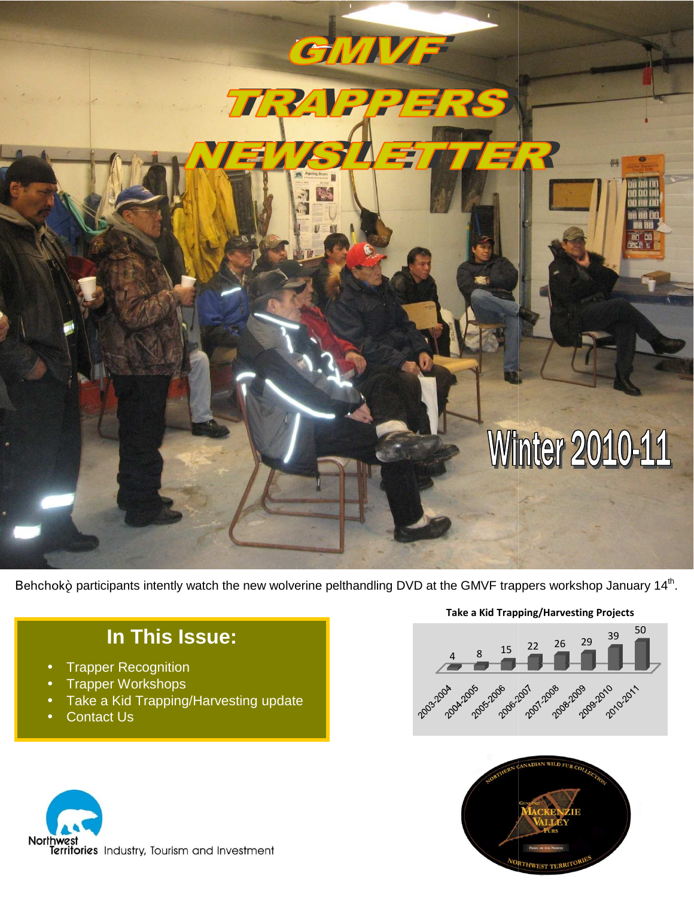# GMVF TRAPPERS NEWSLETTER

## Winter 2010-11

Behchokǫ̀ participants intently watch the new wolverine pelthandling DVD at the GMVF trappers workshop January 14th.

## In This Issue:

- Trapper Recognition
- Trapper Workshops
- Take a Kid Trapping/Harvesting update
- Contact Us

**Take a Kid Trapping/Harvesting Projects**

| Year | Projects |
|---|---|
| 2003-2004 | 4 |
| 2004-2005 | 8 |
| 2005-2006 | 15 |
| 2006-2007 | 22 |
| 2007-2008 | 26 |
| 2008-2009 | 29 |
| 2009-2010 | 39 |
| 2010-2011 | 50 |

Northwest Territories Industry, Tourism and Investment

NORTHERN CANADIAN WILD FUR COLLECTION
GENUINE MACKENZIE VALLEY FURS
PRIDE OF THE NORTH
NORTHWEST TERRITORIES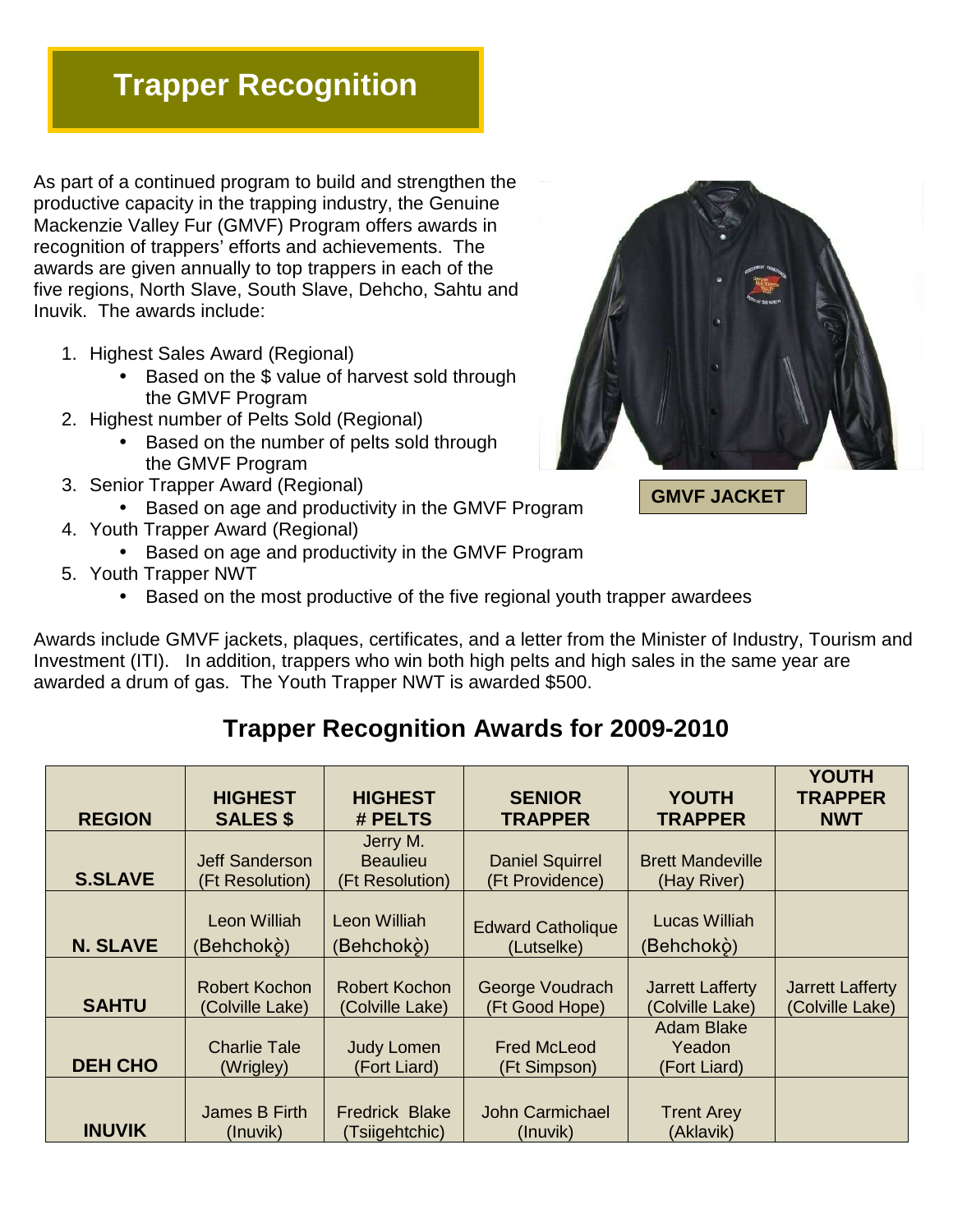# Trapper Recognition

As part of a continued program to build and strengthen the productive capacity in the trapping industry, the Genuine Mackenzie Valley Fur (GMVF) Program offers awards in recognition of trappers' efforts and achievements. The awards are given annually to top trappers in each of the five regions, North Slave, South Slave, Dehcho, Sahtu and Inuvik. The awards include:

1. Highest Sales Award (Regional)
   - Based on the $ value of harvest sold through the GMVF Program
2. Highest number of Pelts Sold (Regional)
   - Based on the number of pelts sold through the GMVF Program
3. Senior Trapper Award (Regional)
   - Based on age and productivity in the GMVF Program
4. Youth Trapper Award (Regional)
   - Based on age and productivity in the GMVF Program
5. Youth Trapper NWT
   - Based on the most productive of the five regional youth trapper awardees

**GMVF JACKET**

Awards include GMVF jackets, plaques, certificates, and a letter from the Minister of Industry, Tourism and Investment (ITI). In addition, trappers who win both high pelts and high sales in the same year are awarded a drum of gas. The Youth Trapper NWT is awarded $500.

## Trapper Recognition Awards for 2009-2010

| REGION | HIGHEST SALES $ | HIGHEST # PELTS | SENIOR TRAPPER | YOUTH TRAPPER | YOUTH TRAPPER NWT |
|---|---|---|---|---|---|
| S.SLAVE | Jeff Sanderson (Ft Resolution) | Jerry M. Beaulieu (Ft Resolution) | Daniel Squirrel (Ft Providence) | Brett Mandeville (Hay River) | |
| N. SLAVE | Leon Williah (Behchokǫ̀) | Leon Williah (Behchokǫ̀) | Edward Catholique (Lutselke) | Lucas Williah (Behchokǫ̀) | |
| SAHTU | Robert Kochon (Colville Lake) | Robert Kochon (Colville Lake) | George Voudrach (Ft Good Hope) | Jarrett Lafferty (Colville Lake) | Jarrett Lafferty (Colville Lake) |
| DEH CHO | Charlie Tale (Wrigley) | Judy Lomen (Fort Liard) | Fred McLeod (Ft Simpson) | Adam Blake Yeadon (Fort Liard) | |
| INUVIK | James B Firth (Inuvik) | Fredrick Blake (Tsiigehtchic) | John Carmichael (Inuvik) | Trent Arey (Aklavik) | |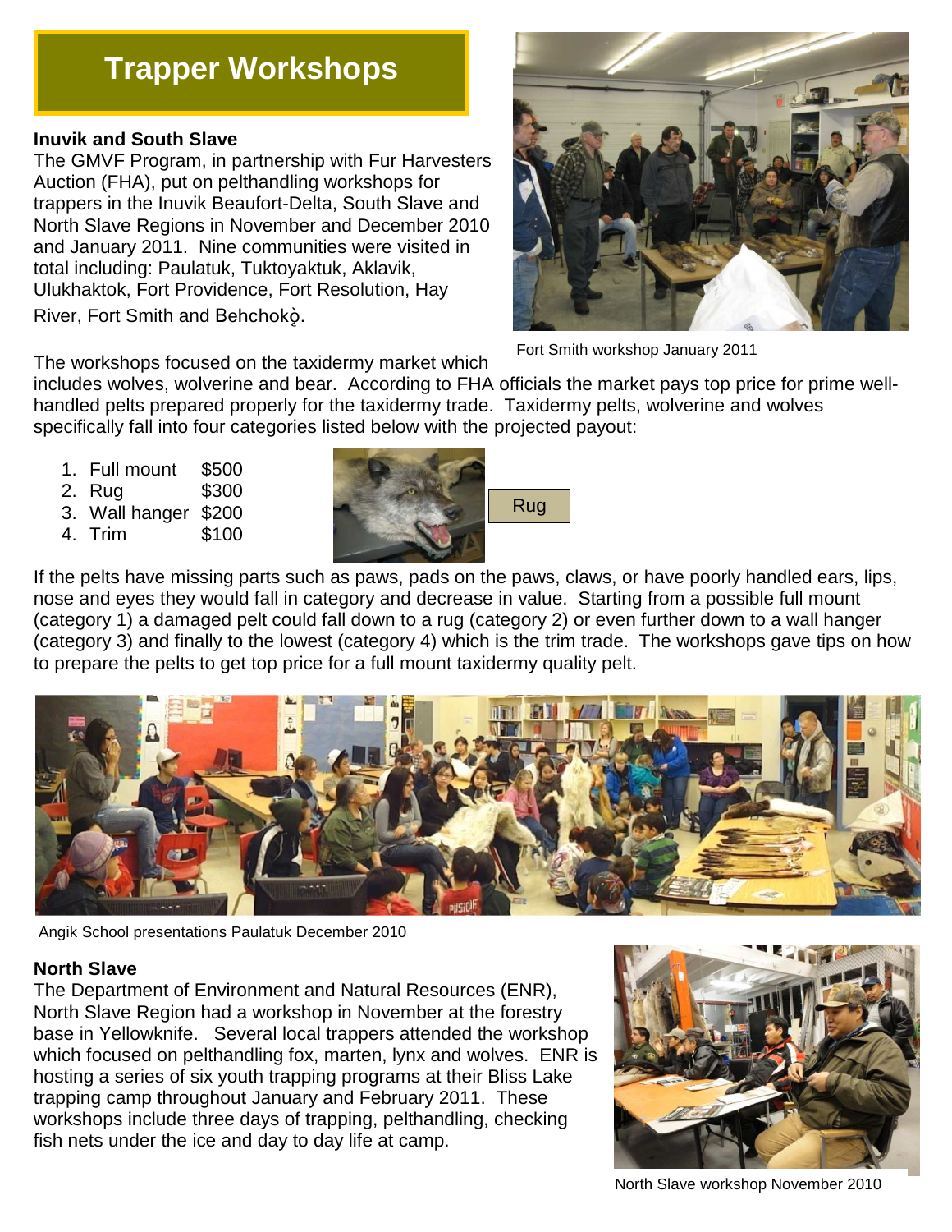# Trapper Workshops

### Inuvik and South Slave

The GMVF Program, in partnership with Fur Harvesters Auction (FHA), put on pelthandling workshops for trappers in the Inuvik Beaufort-Delta, South Slave and North Slave Regions in November and December 2010 and January 2011. Nine communities were visited in total including: Paulatuk, Tuktoyaktuk, Aklavik, Ulukhaktok, Fort Providence, Fort Resolution, Hay River, Fort Smith and Behchokǫ̀.

Fort Smith workshop January 2011

The workshops focused on the taxidermy market which includes wolves, wolverine and bear. According to FHA officials the market pays top price for prime well-handled pelts prepared properly for the taxidermy trade. Taxidermy pelts, wolverine and wolves specifically fall into four categories listed below with the projected payout:

1. Full mount $500
2. Rug $300
3. Wall hanger $200
4. Trim $100

Rug

If the pelts have missing parts such as paws, pads on the paws, claws, or have poorly handled ears, lips, nose and eyes they would fall in category and decrease in value. Starting from a possible full mount (category 1) a damaged pelt could fall down to a rug (category 2) or even further down to a wall hanger (category 3) and finally to the lowest (category 4) which is the trim trade. The workshops gave tips on how to prepare the pelts to get top price for a full mount taxidermy quality pelt.

Angik School presentations Paulatuk December 2010

### North Slave

The Department of Environment and Natural Resources (ENR), North Slave Region had a workshop in November at the forestry base in Yellowknife. Several local trappers attended the workshop which focused on pelthandling fox, marten, lynx and wolves. ENR is hosting a series of six youth trapping programs at their Bliss Lake trapping camp throughout January and February 2011. These workshops include three days of trapping, pelthandling, checking fish nets under the ice and day to day life at camp.

North Slave workshop November 2010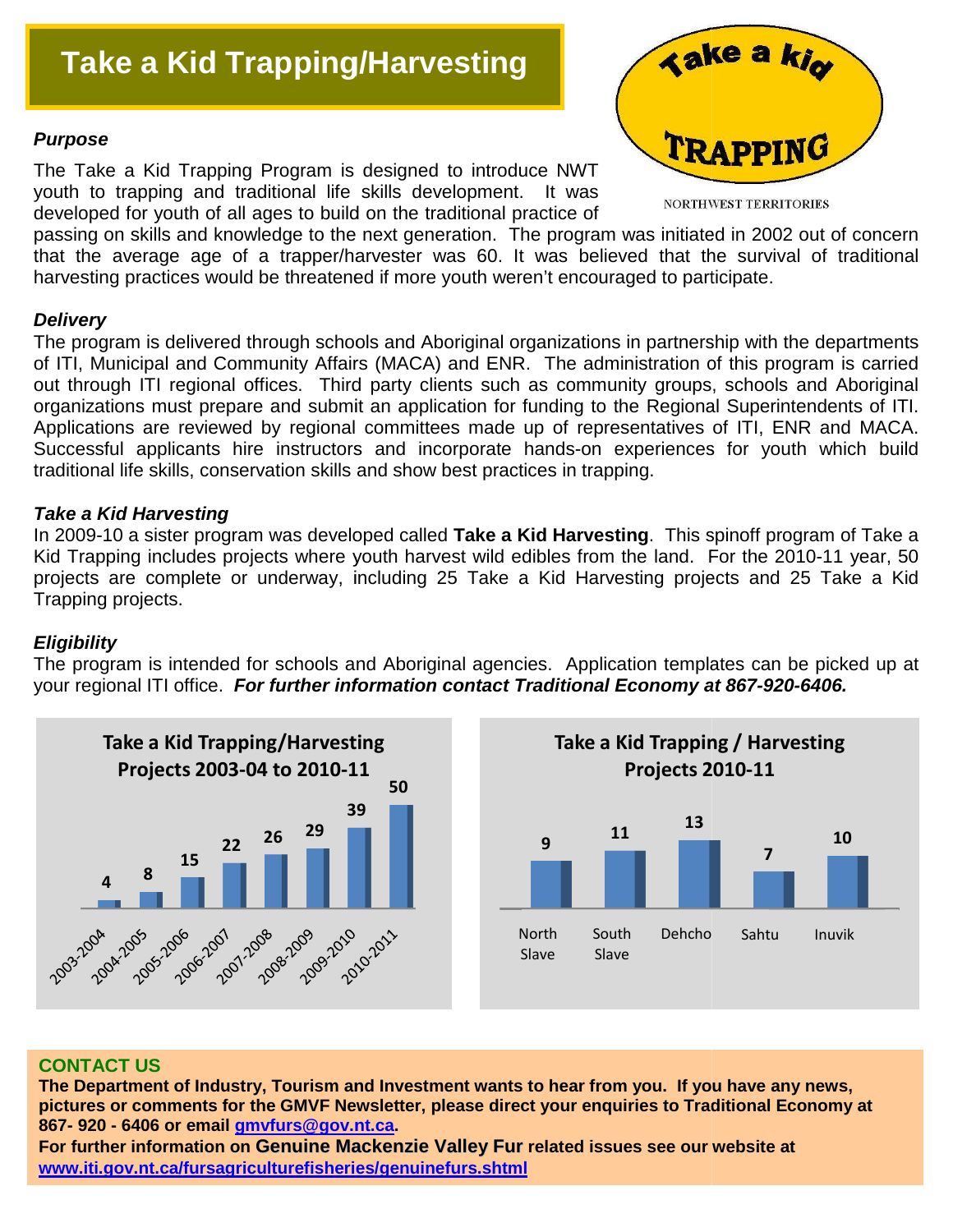# Take a Kid Trapping/Harvesting

Take a kid TRAPPING

NORTHWEST TERRITORIES

***Purpose***

The Take a Kid Trapping Program is designed to introduce NWT youth to trapping and traditional life skills development. It was developed for youth of all ages to build on the traditional practice of passing on skills and knowledge to the next generation. The program was initiated in 2002 out of concern that the average age of a trapper/harvester was 60. It was believed that the survival of traditional harvesting practices would be threatened if more youth weren't encouraged to participate.

***Delivery***

The program is delivered through schools and Aboriginal organizations in partnership with the departments of ITI, Municipal and Community Affairs (MACA) and ENR. The administration of this program is carried out through ITI regional offices. Third party clients such as community groups, schools and Aboriginal organizations must prepare and submit an application for funding to the Regional Superintendents of ITI. Applications are reviewed by regional committees made up of representatives of ITI, ENR and MACA. Successful applicants hire instructors and incorporate hands-on experiences for youth which build traditional life skills, conservation skills and show best practices in trapping.

***Take a Kid Harvesting***

In 2009-10 a sister program was developed called **Take a Kid Harvesting**. This spinoff program of Take a Kid Trapping includes projects where youth harvest wild edibles from the land. For the 2010-11 year, 50 projects are complete or underway, including 25 Take a Kid Harvesting projects and 25 Take a Kid Trapping projects.

***Eligibility***

The program is intended for schools and Aboriginal agencies. Application templates can be picked up at your regional ITI office. ***For further information contact Traditional Economy at 867-920-6406.***

**Take a Kid Trapping/Harvesting Projects 2003-04 to 2010-11**

4, 8, 15, 22, 26, 29, 39, 50

2003-2004, 2004-2005, 2005-2006, 2006-2007, 2007-2008, 2008-2009, 2009-2010, 2010-2011

**Take a Kid Trapping / Harvesting Projects 2010-11**

9, 11, 13, 7, 10

North Slave, South Slave, Dehcho, Sahtu, Inuvik

**CONTACT US**

**The Department of Industry, Tourism and Investment wants to hear from you. If you have any news, pictures or comments for the GMVF Newsletter, please direct your enquiries to Traditional Economy at 867- 920 - 6406 or email [gmvfurs@gov.nt.ca](mailto:gmvfurs@gov.nt.ca).**

**For further information on Genuine Mackenzie Valley Fur related issues see our website at [www.iti.gov.nt.ca/fursagriculturefisheries/genuinefurs.shtml](http://www.iti.gov.nt.ca/fursagriculturefisheries/genuinefurs.shtml)**